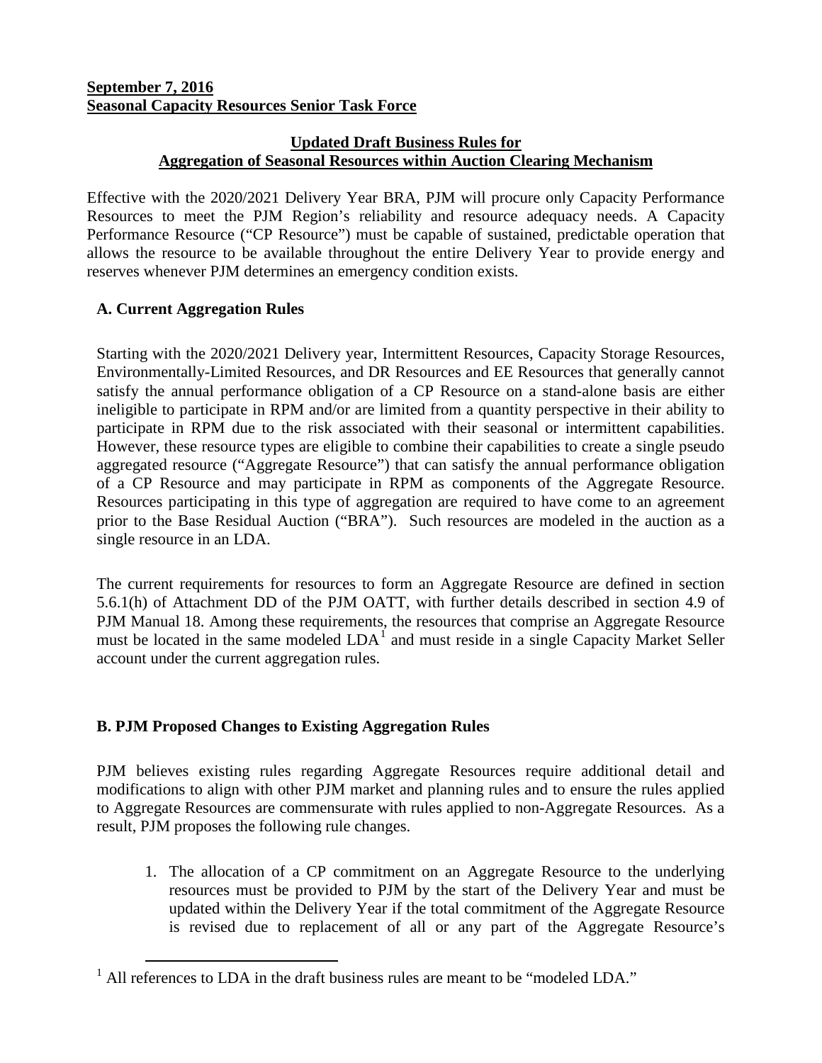**September 7, 2016**
**Seasonal Capacity Resources Senior Task Force**

## Updated Draft Business Rules for Aggregation of Seasonal Resources within Auction Clearing Mechanism

Effective with the 2020/2021 Delivery Year BRA, PJM will procure only Capacity Performance Resources to meet the PJM Region's reliability and resource adequacy needs. A Capacity Performance Resource ("CP Resource") must be capable of sustained, predictable operation that allows the resource to be available throughout the entire Delivery Year to provide energy and reserves whenever PJM determines an emergency condition exists.

### A. Current Aggregation Rules

Starting with the 2020/2021 Delivery year, Intermittent Resources, Capacity Storage Resources, Environmentally-Limited Resources, and DR Resources and EE Resources that generally cannot satisfy the annual performance obligation of a CP Resource on a stand-alone basis are either ineligible to participate in RPM and/or are limited from a quantity perspective in their ability to participate in RPM due to the risk associated with their seasonal or intermittent capabilities. However, these resource types are eligible to combine their capabilities to create a single pseudo aggregated resource ("Aggregate Resource") that can satisfy the annual performance obligation of a CP Resource and may participate in RPM as components of the Aggregate Resource. Resources participating in this type of aggregation are required to have come to an agreement prior to the Base Residual Auction ("BRA"). Such resources are modeled in the auction as a single resource in an LDA.

The current requirements for resources to form an Aggregate Resource are defined in section 5.6.1(h) of Attachment DD of the PJM OATT, with further details described in section 4.9 of PJM Manual 18. Among these requirements, the resources that comprise an Aggregate Resource must be located in the same modeled LDA[1] and must reside in a single Capacity Market Seller account under the current aggregation rules.

### B. PJM Proposed Changes to Existing Aggregation Rules

PJM believes existing rules regarding Aggregate Resources require additional detail and modifications to align with other PJM market and planning rules and to ensure the rules applied to Aggregate Resources are commensurate with rules applied to non-Aggregate Resources. As a result, PJM proposes the following rule changes.

1. The allocation of a CP commitment on an Aggregate Resource to the underlying resources must be provided to PJM by the start of the Delivery Year and must be updated within the Delivery Year if the total commitment of the Aggregate Resource is revised due to replacement of all or any part of the Aggregate Resource's

[1] All references to LDA in the draft business rules are meant to be "modeled LDA."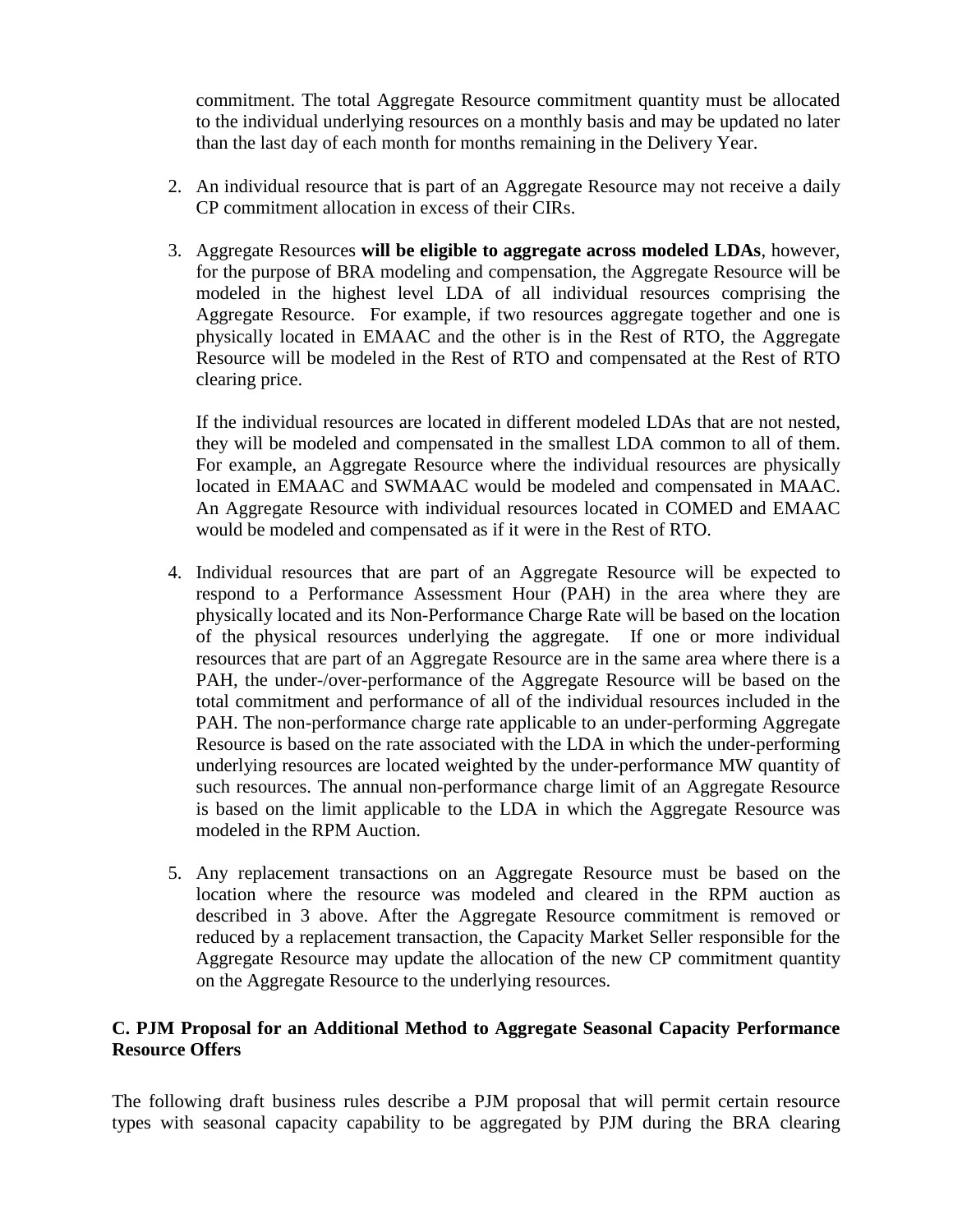commitment. The total Aggregate Resource commitment quantity must be allocated to the individual underlying resources on a monthly basis and may be updated no later than the last day of each month for months remaining in the Delivery Year.

2. An individual resource that is part of an Aggregate Resource may not receive a daily CP commitment allocation in excess of their CIRs.

3. Aggregate Resources **will be eligible to aggregate across modeled LDAs**, however, for the purpose of BRA modeling and compensation, the Aggregate Resource will be modeled in the highest level LDA of all individual resources comprising the Aggregate Resource. For example, if two resources aggregate together and one is physically located in EMAAC and the other is in the Rest of RTO, the Aggregate Resource will be modeled in the Rest of RTO and compensated at the Rest of RTO clearing price.

   If the individual resources are located in different modeled LDAs that are not nested, they will be modeled and compensated in the smallest LDA common to all of them. For example, an Aggregate Resource where the individual resources are physically located in EMAAC and SWMAAC would be modeled and compensated in MAAC. An Aggregate Resource with individual resources located in COMED and EMAAC would be modeled and compensated as if it were in the Rest of RTO.

4. Individual resources that are part of an Aggregate Resource will be expected to respond to a Performance Assessment Hour (PAH) in the area where they are physically located and its Non-Performance Charge Rate will be based on the location of the physical resources underlying the aggregate. If one or more individual resources that are part of an Aggregate Resource are in the same area where there is a PAH, the under-/over-performance of the Aggregate Resource will be based on the total commitment and performance of all of the individual resources included in the PAH. The non-performance charge rate applicable to an under-performing Aggregate Resource is based on the rate associated with the LDA in which the under-performing underlying resources are located weighted by the under-performance MW quantity of such resources. The annual non-performance charge limit of an Aggregate Resource is based on the limit applicable to the LDA in which the Aggregate Resource was modeled in the RPM Auction.

5. Any replacement transactions on an Aggregate Resource must be based on the location where the resource was modeled and cleared in the RPM auction as described in 3 above. After the Aggregate Resource commitment is removed or reduced by a replacement transaction, the Capacity Market Seller responsible for the Aggregate Resource may update the allocation of the new CP commitment quantity on the Aggregate Resource to the underlying resources.

### C. PJM Proposal for an Additional Method to Aggregate Seasonal Capacity Performance Resource Offers

The following draft business rules describe a PJM proposal that will permit certain resource types with seasonal capacity capability to be aggregated by PJM during the BRA clearing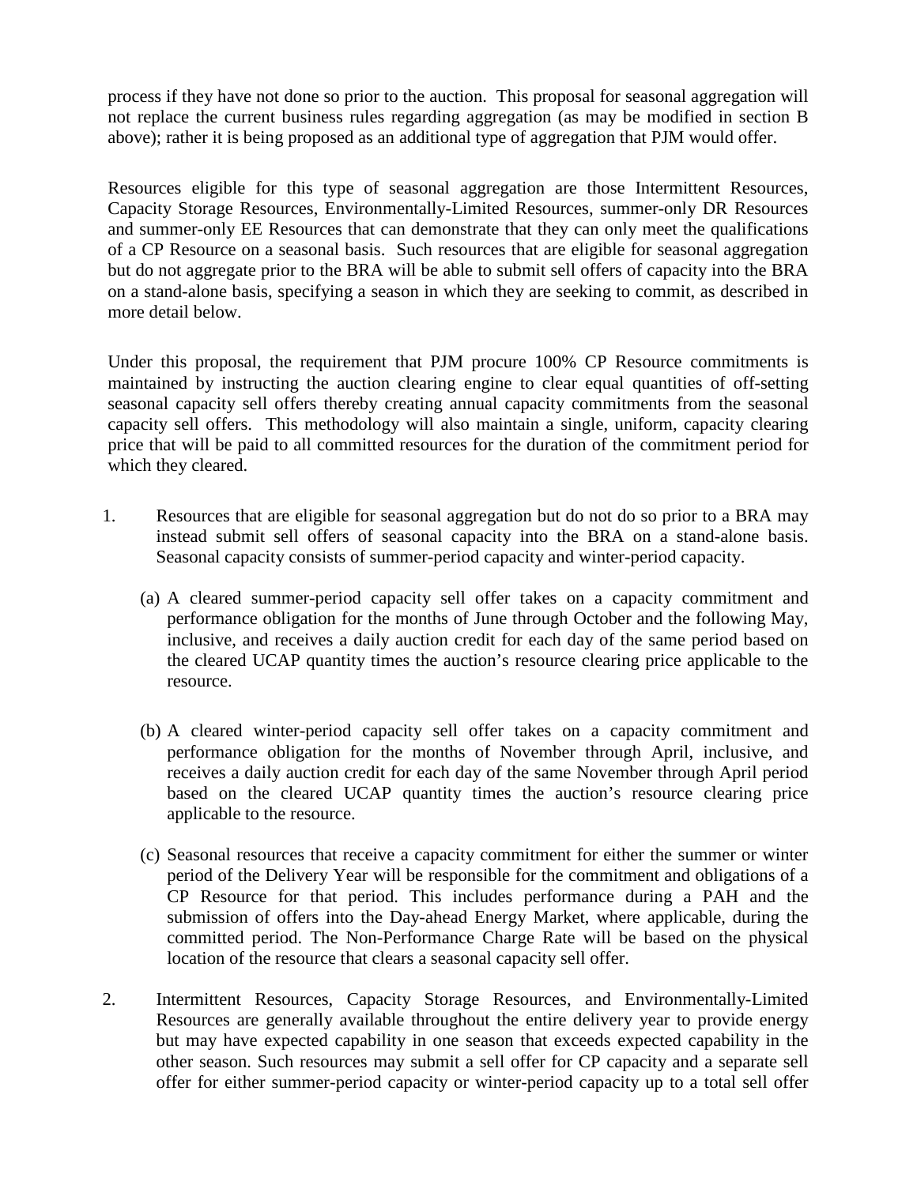process if they have not done so prior to the auction. This proposal for seasonal aggregation will not replace the current business rules regarding aggregation (as may be modified in section B above); rather it is being proposed as an additional type of aggregation that PJM would offer.

Resources eligible for this type of seasonal aggregation are those Intermittent Resources, Capacity Storage Resources, Environmentally-Limited Resources, summer-only DR Resources and summer-only EE Resources that can demonstrate that they can only meet the qualifications of a CP Resource on a seasonal basis. Such resources that are eligible for seasonal aggregation but do not aggregate prior to the BRA will be able to submit sell offers of capacity into the BRA on a stand-alone basis, specifying a season in which they are seeking to commit, as described in more detail below.

Under this proposal, the requirement that PJM procure 100% CP Resource commitments is maintained by instructing the auction clearing engine to clear equal quantities of off-setting seasonal capacity sell offers thereby creating annual capacity commitments from the seasonal capacity sell offers. This methodology will also maintain a single, uniform, capacity clearing price that will be paid to all committed resources for the duration of the commitment period for which they cleared.

1. Resources that are eligible for seasonal aggregation but do not do so prior to a BRA may instead submit sell offers of seasonal capacity into the BRA on a stand-alone basis. Seasonal capacity consists of summer-period capacity and winter-period capacity.

   (a) A cleared summer-period capacity sell offer takes on a capacity commitment and performance obligation for the months of June through October and the following May, inclusive, and receives a daily auction credit for each day of the same period based on the cleared UCAP quantity times the auction's resource clearing price applicable to the resource.

   (b) A cleared winter-period capacity sell offer takes on a capacity commitment and performance obligation for the months of November through April, inclusive, and receives a daily auction credit for each day of the same November through April period based on the cleared UCAP quantity times the auction's resource clearing price applicable to the resource.

   (c) Seasonal resources that receive a capacity commitment for either the summer or winter period of the Delivery Year will be responsible for the commitment and obligations of a CP Resource for that period. This includes performance during a PAH and the submission of offers into the Day-ahead Energy Market, where applicable, during the committed period. The Non-Performance Charge Rate will be based on the physical location of the resource that clears a seasonal capacity sell offer.

2. Intermittent Resources, Capacity Storage Resources, and Environmentally-Limited Resources are generally available throughout the entire delivery year to provide energy but may have expected capability in one season that exceeds expected capability in the other season. Such resources may submit a sell offer for CP capacity and a separate sell offer for either summer-period capacity or winter-period capacity up to a total sell offer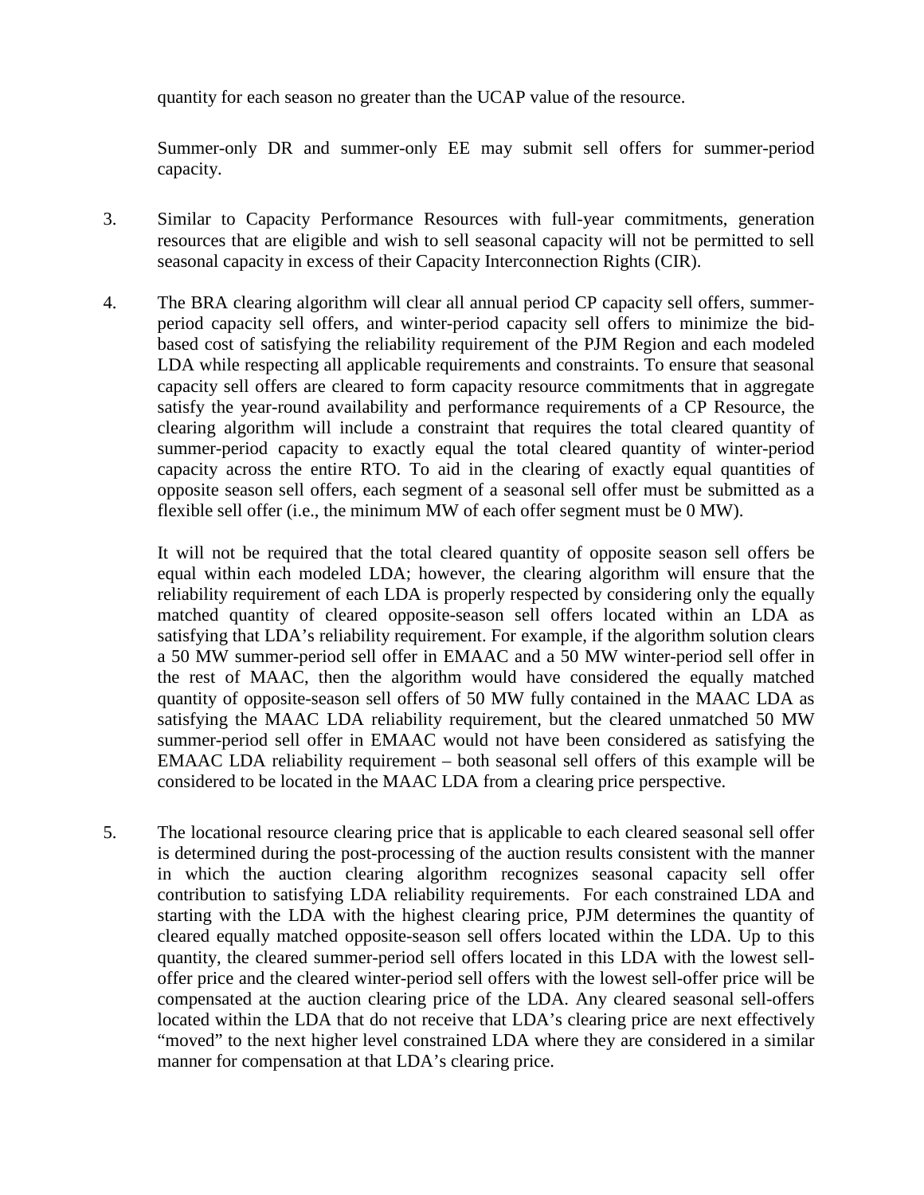quantity for each season no greater than the UCAP value of the resource.

Summer-only DR and summer-only EE may submit sell offers for summer-period capacity.

3. Similar to Capacity Performance Resources with full-year commitments, generation resources that are eligible and wish to sell seasonal capacity will not be permitted to sell seasonal capacity in excess of their Capacity Interconnection Rights (CIR).

4. The BRA clearing algorithm will clear all annual period CP capacity sell offers, summer-period capacity sell offers, and winter-period capacity sell offers to minimize the bid-based cost of satisfying the reliability requirement of the PJM Region and each modeled LDA while respecting all applicable requirements and constraints. To ensure that seasonal capacity sell offers are cleared to form capacity resource commitments that in aggregate satisfy the year-round availability and performance requirements of a CP Resource, the clearing algorithm will include a constraint that requires the total cleared quantity of summer-period capacity to exactly equal the total cleared quantity of winter-period capacity across the entire RTO. To aid in the clearing of exactly equal quantities of opposite season sell offers, each segment of a seasonal sell offer must be submitted as a flexible sell offer (i.e., the minimum MW of each offer segment must be 0 MW).

   It will not be required that the total cleared quantity of opposite season sell offers be equal within each modeled LDA; however, the clearing algorithm will ensure that the reliability requirement of each LDA is properly respected by considering only the equally matched quantity of cleared opposite-season sell offers located within an LDA as satisfying that LDA's reliability requirement. For example, if the algorithm solution clears a 50 MW summer-period sell offer in EMAAC and a 50 MW winter-period sell offer in the rest of MAAC, then the algorithm would have considered the equally matched quantity of opposite-season sell offers of 50 MW fully contained in the MAAC LDA as satisfying the MAAC LDA reliability requirement, but the cleared unmatched 50 MW summer-period sell offer in EMAAC would not have been considered as satisfying the EMAAC LDA reliability requirement – both seasonal sell offers of this example will be considered to be located in the MAAC LDA from a clearing price perspective.

5. The locational resource clearing price that is applicable to each cleared seasonal sell offer is determined during the post-processing of the auction results consistent with the manner in which the auction clearing algorithm recognizes seasonal capacity sell offer contribution to satisfying LDA reliability requirements. For each constrained LDA and starting with the LDA with the highest clearing price, PJM determines the quantity of cleared equally matched opposite-season sell offers located within the LDA. Up to this quantity, the cleared summer-period sell offers located in this LDA with the lowest sell-offer price and the cleared winter-period sell offers with the lowest sell-offer price will be compensated at the auction clearing price of the LDA. Any cleared seasonal sell-offers located within the LDA that do not receive that LDA's clearing price are next effectively "moved" to the next higher level constrained LDA where they are considered in a similar manner for compensation at that LDA's clearing price.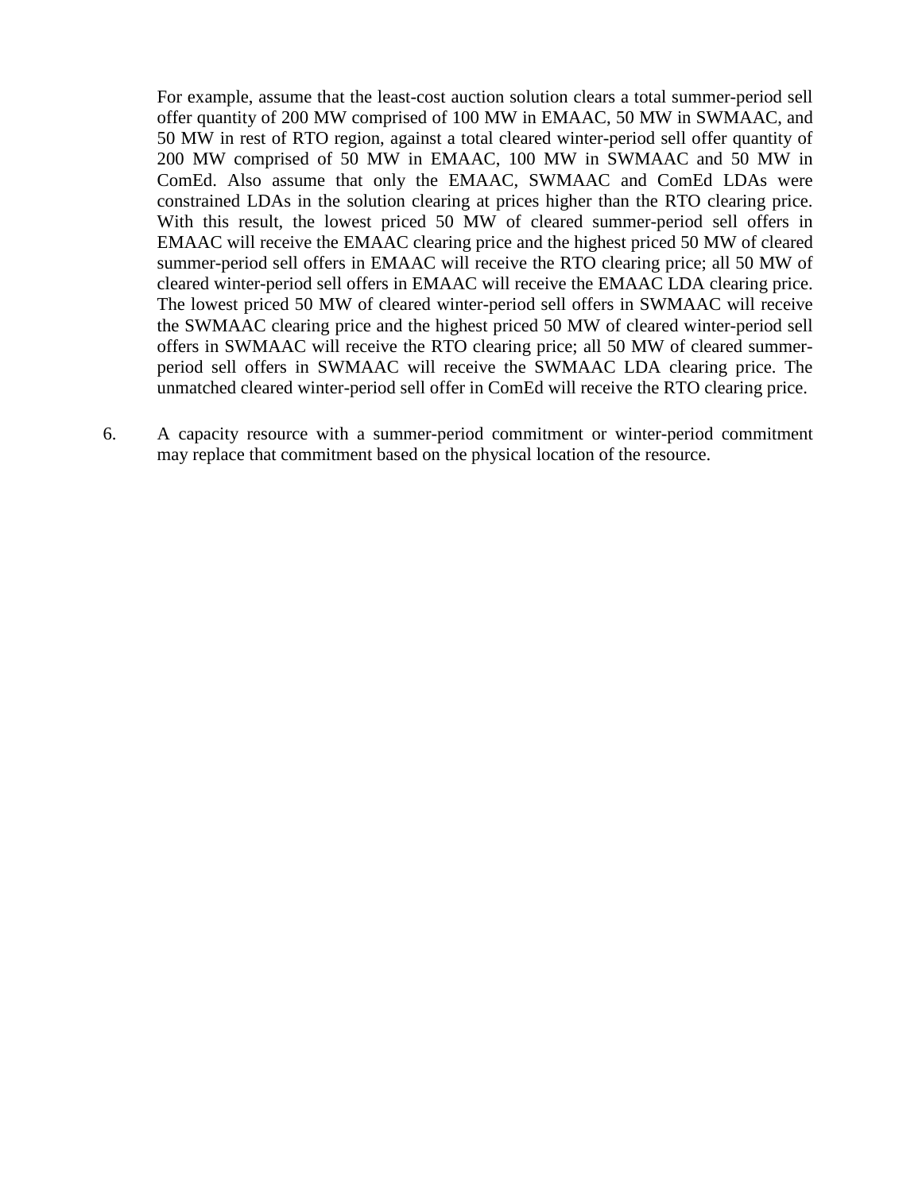For example, assume that the least-cost auction solution clears a total summer-period sell offer quantity of 200 MW comprised of 100 MW in EMAAC, 50 MW in SWMAAC, and 50 MW in rest of RTO region, against a total cleared winter-period sell offer quantity of 200 MW comprised of 50 MW in EMAAC, 100 MW in SWMAAC and 50 MW in ComEd. Also assume that only the EMAAC, SWMAAC and ComEd LDAs were constrained LDAs in the solution clearing at prices higher than the RTO clearing price. With this result, the lowest priced 50 MW of cleared summer-period sell offers in EMAAC will receive the EMAAC clearing price and the highest priced 50 MW of cleared summer-period sell offers in EMAAC will receive the RTO clearing price; all 50 MW of cleared winter-period sell offers in EMAAC will receive the EMAAC LDA clearing price. The lowest priced 50 MW of cleared winter-period sell offers in SWMAAC will receive the SWMAAC clearing price and the highest priced 50 MW of cleared winter-period sell offers in SWMAAC will receive the RTO clearing price; all 50 MW of cleared summer-period sell offers in SWMAAC will receive the SWMAAC LDA clearing price. The unmatched cleared winter-period sell offer in ComEd will receive the RTO clearing price.

6. A capacity resource with a summer-period commitment or winter-period commitment may replace that commitment based on the physical location of the resource.